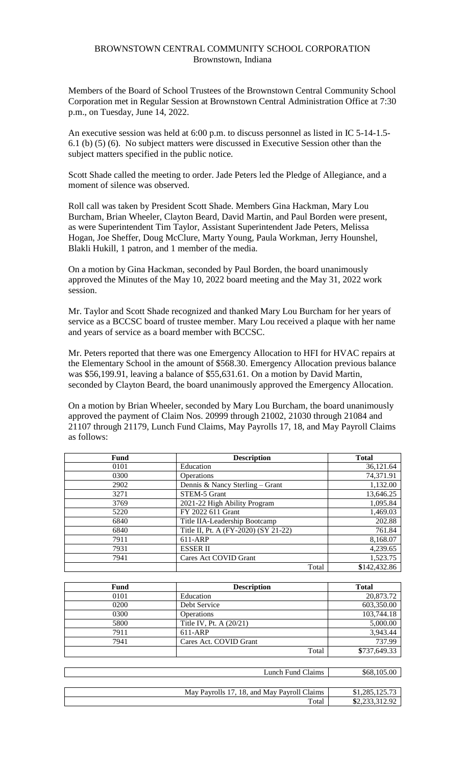# BROWNSTOWN CENTRAL COMMUNITY SCHOOL CORPORATION
Brownstown, Indiana

Members of the Board of School Trustees of the Brownstown Central Community School Corporation met in Regular Session at Brownstown Central Administration Office at 7:30 p.m., on Tuesday, June 14, 2022.

An executive session was held at 6:00 p.m. to discuss personnel as listed in IC 5-14-1.5-6.1 (b) (5) (6). No subject matters were discussed in Executive Session other than the subject matters specified in the public notice.

Scott Shade called the meeting to order. Jade Peters led the Pledge of Allegiance, and a moment of silence was observed.

Roll call was taken by President Scott Shade. Members Gina Hackman, Mary Lou Burcham, Brian Wheeler, Clayton Beard, David Martin, and Paul Borden were present, as were Superintendent Tim Taylor, Assistant Superintendent Jade Peters, Melissa Hogan, Joe Sheffer, Doug McClure, Marty Young, Paula Workman, Jerry Hounshel, Blakli Hukill, 1 patron, and 1 member of the media.

On a motion by Gina Hackman, seconded by Paul Borden, the board unanimously approved the Minutes of the May 10, 2022 board meeting and the May 31, 2022 work session.

Mr. Taylor and Scott Shade recognized and thanked Mary Lou Burcham for her years of service as a BCCSC board of trustee member. Mary Lou received a plaque with her name and years of service as a board member with BCCSC.

Mr. Peters reported that there was one Emergency Allocation to HFI for HVAC repairs at the Elementary School in the amount of $568.30. Emergency Allocation previous balance was $56,199.91, leaving a balance of $55,631.61. On a motion by David Martin, seconded by Clayton Beard, the board unanimously approved the Emergency Allocation.

On a motion by Brian Wheeler, seconded by Mary Lou Burcham, the board unanimously approved the payment of Claim Nos. 20999 through 21002, 21030 through 21084 and 21107 through 21179, Lunch Fund Claims, May Payrolls 17, 18, and May Payroll Claims as follows:

| Fund | Description | Total |
|---|---|---|
| 0101 | Education | 36,121.64 |
| 0300 | Operations | 74,371.91 |
| 2902 | Dennis & Nancy Sterling – Grant | 1,132.00 |
| 3271 | STEM-5 Grant | 13,646.25 |
| 3769 | 2021-22 High Ability Program | 1,095.84 |
| 5220 | FY 2022 611 Grant | 1,469.03 |
| 6840 | Title IIA-Leadership Bootcamp | 202.88 |
| 6840 | Title II, Pt. A (FY-2020) (SY 21-22) | 761.84 |
| 7911 | 611-ARP | 8,168.07 |
| 7931 | ESSER II | 4,239.65 |
| 7941 | Cares Act COVID Grant | 1,523.75 |
| | Total | $142,432.86 |

| Fund | Description | Total |
|---|---|---|
| 0101 | Education | 20,873.72 |
| 0200 | Debt Service | 603,350.00 |
| 0300 | Operations | 103,744.18 |
| 5800 | Title IV, Pt. A (20/21) | 5,000.00 |
| 7911 | 611-ARP | 3,943.44 |
| 7941 | Cares Act. COVID Grant | 737.99 |
| | Total | $737,649.33 |

| | |
|---|---|
| Lunch Fund Claims | $68,105.00 |

| | |
|---|---|
| May Payrolls 17, 18, and May Payroll Claims | $1,285,125.73 |
| Total | $2,233,312.92 |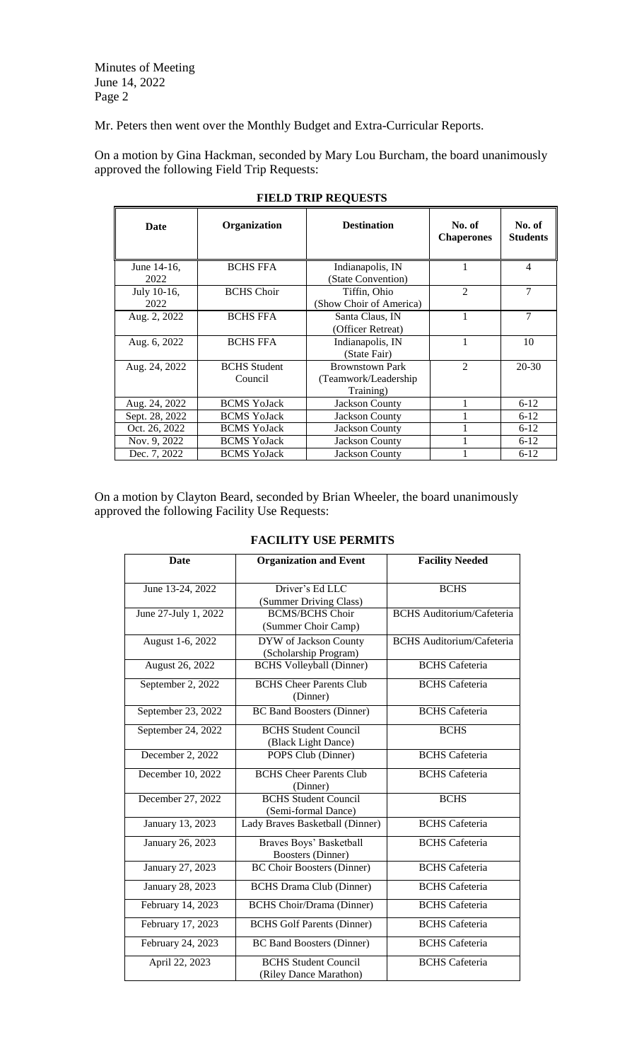Mr. Peters then went over the Monthly Budget and Extra-Curricular Reports.

On a motion by Gina Hackman, seconded by Mary Lou Burcham, the board unanimously approved the following Field Trip Requests:

**FIELD TRIP REQUESTS**

| Date | Organization | Destination | No. of Chaperones | No. of Students |
|---|---|---|---|---|
| June 14-16, 2022 | BCHS FFA | Indianapolis, IN (State Convention) | 1 | 4 |
| July 10-16, 2022 | BCHS Choir | Tiffin, Ohio (Show Choir of America) | 2 | 7 |
| Aug. 2, 2022 | BCHS FFA | Santa Claus, IN (Officer Retreat) | 1 | 7 |
| Aug. 6, 2022 | BCHS FFA | Indianapolis, IN (State Fair) | 1 | 10 |
| Aug. 24, 2022 | BCHS Student Council | Brownstown Park (Teamwork/Leadership Training) | 2 | 20-30 |
| Aug. 24, 2022 | BCMS YoJack | Jackson County | 1 | 6-12 |
| Sept. 28, 2022 | BCMS YoJack | Jackson County | 1 | 6-12 |
| Oct. 26, 2022 | BCMS YoJack | Jackson County | 1 | 6-12 |
| Nov. 9, 2022 | BCMS YoJack | Jackson County | 1 | 6-12 |
| Dec. 7, 2022 | BCMS YoJack | Jackson County | 1 | 6-12 |

On a motion by Clayton Beard, seconded by Brian Wheeler, the board unanimously approved the following Facility Use Requests:

**FACILITY USE PERMITS**

| Date | Organization and Event | Facility Needed |
|---|---|---|
| June 13-24, 2022 | Driver's Ed LLC (Summer Driving Class) | BCHS |
| June 27-July 1, 2022 | BCMS/BCHS Choir (Summer Choir Camp) | BCHS Auditorium/Cafeteria |
| August 1-6, 2022 | DYW of Jackson County (Scholarship Program) | BCHS Auditorium/Cafeteria |
| August 26, 2022 | BCHS Volleyball (Dinner) | BCHS Cafeteria |
| September 2, 2022 | BCHS Cheer Parents Club (Dinner) | BCHS Cafeteria |
| September 23, 2022 | BC Band Boosters (Dinner) | BCHS Cafeteria |
| September 24, 2022 | BCHS Student Council (Black Light Dance) | BCHS |
| December 2, 2022 | POPS Club (Dinner) | BCHS Cafeteria |
| December 10, 2022 | BCHS Cheer Parents Club (Dinner) | BCHS Cafeteria |
| December 27, 2022 | BCHS Student Council (Semi-formal Dance) | BCHS |
| January 13, 2023 | Lady Braves Basketball (Dinner) | BCHS Cafeteria |
| January 26, 2023 | Braves Boys' Basketball Boosters (Dinner) | BCHS Cafeteria |
| January 27, 2023 | BC Choir Boosters (Dinner) | BCHS Cafeteria |
| January 28, 2023 | BCHS Drama Club (Dinner) | BCHS Cafeteria |
| February 14, 2023 | BCHS Choir/Drama (Dinner) | BCHS Cafeteria |
| February 17, 2023 | BCHS Golf Parents (Dinner) | BCHS Cafeteria |
| February 24, 2023 | BC Band Boosters (Dinner) | BCHS Cafeteria |
| April 22, 2023 | BCHS Student Council (Riley Dance Marathon) | BCHS Cafeteria |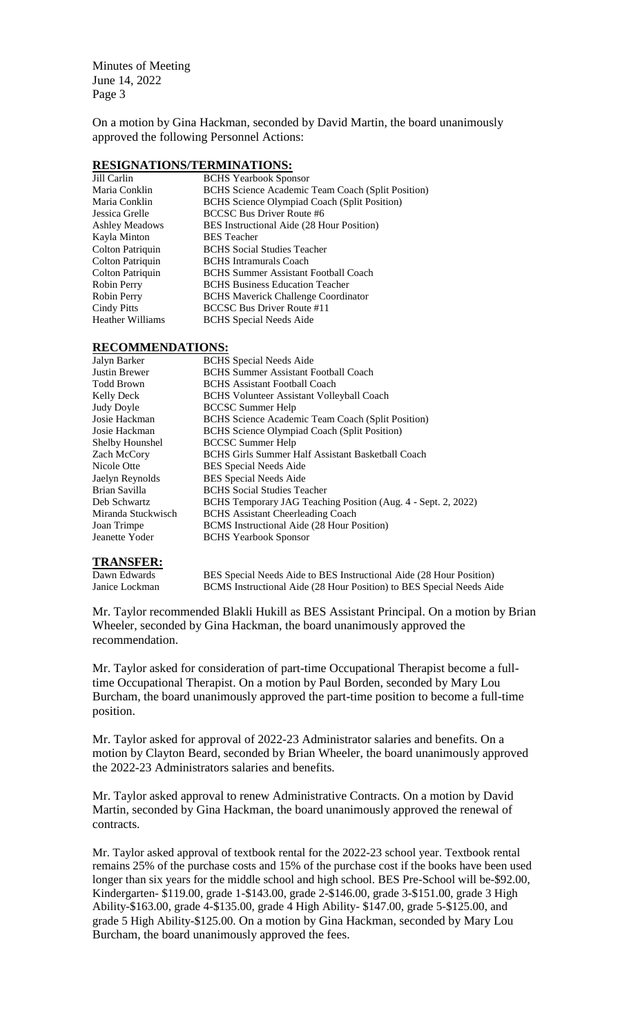On a motion by Gina Hackman, seconded by David Martin, the board unanimously approved the following Personnel Actions:

## RESIGNATIONS/TERMINATIONS:

| | |
|---|---|
| Jill Carlin | BCHS Yearbook Sponsor |
| Maria Conklin | BCHS Science Academic Team Coach (Split Position) |
| Maria Conklin | BCHS Science Olympiad Coach (Split Position) |
| Jessica Grelle | BCCSC Bus Driver Route #6 |
| Ashley Meadows | BES Instructional Aide (28 Hour Position) |
| Kayla Minton | BES Teacher |
| Colton Patriquin | BCHS Social Studies Teacher |
| Colton Patriquin | BCHS Intramurals Coach |
| Colton Patriquin | BCHS Summer Assistant Football Coach |
| Robin Perry | BCHS Business Education Teacher |
| Robin Perry | BCHS Maverick Challenge Coordinator |
| Cindy Pitts | BCCSC Bus Driver Route #11 |
| Heather Williams | BCHS Special Needs Aide |

## RECOMMENDATIONS:

| | |
|---|---|
| Jalyn Barker | BCHS Special Needs Aide |
| Justin Brewer | BCHS Summer Assistant Football Coach |
| Todd Brown | BCHS Assistant Football Coach |
| Kelly Deck | BCHS Volunteer Assistant Volleyball Coach |
| Judy Doyle | BCCSC Summer Help |
| Josie Hackman | BCHS Science Academic Team Coach (Split Position) |
| Josie Hackman | BCHS Science Olympiad Coach (Split Position) |
| Shelby Hounshel | BCCSC Summer Help |
| Zach McCory | BCHS Girls Summer Half Assistant Basketball Coach |
| Nicole Otte | BES Special Needs Aide |
| Jaelyn Reynolds | BES Special Needs Aide |
| Brian Savilla | BCHS Social Studies Teacher |
| Deb Schwartz | BCHS Temporary JAG Teaching Position (Aug. 4 - Sept. 2, 2022) |
| Miranda Stuckwisch | BCHS Assistant Cheerleading Coach |
| Joan Trimpe | BCMS Instructional Aide (28 Hour Position) |
| Jeanette Yoder | BCHS Yearbook Sponsor |

## TRANSFER:

| | |
|---|---|
| Dawn Edwards | BES Special Needs Aide to BES Instructional Aide (28 Hour Position) |
| Janice Lockman | BCMS Instructional Aide (28 Hour Position) to BES Special Needs Aide |

Mr. Taylor recommended Blakli Hukill as BES Assistant Principal. On a motion by Brian Wheeler, seconded by Gina Hackman, the board unanimously approved the recommendation.

Mr. Taylor asked for consideration of part-time Occupational Therapist become a full-time Occupational Therapist. On a motion by Paul Borden, seconded by Mary Lou Burcham, the board unanimously approved the part-time position to become a full-time position.

Mr. Taylor asked for approval of 2022-23 Administrator salaries and benefits. On a motion by Clayton Beard, seconded by Brian Wheeler, the board unanimously approved the 2022-23 Administrators salaries and benefits.

Mr. Taylor asked approval to renew Administrative Contracts. On a motion by David Martin, seconded by Gina Hackman, the board unanimously approved the renewal of contracts.

Mr. Taylor asked approval of textbook rental for the 2022-23 school year. Textbook rental remains 25% of the purchase costs and 15% of the purchase cost if the books have been used longer than six years for the middle school and high school. BES Pre-School will be-$92.00, Kindergarten- $119.00, grade 1-$143.00, grade 2-$146.00, grade 3-$151.00, grade 3 High Ability-$163.00, grade 4-$135.00, grade 4 High Ability- $147.00, grade 5-$125.00, and grade 5 High Ability-$125.00. On a motion by Gina Hackman, seconded by Mary Lou Burcham, the board unanimously approved the fees.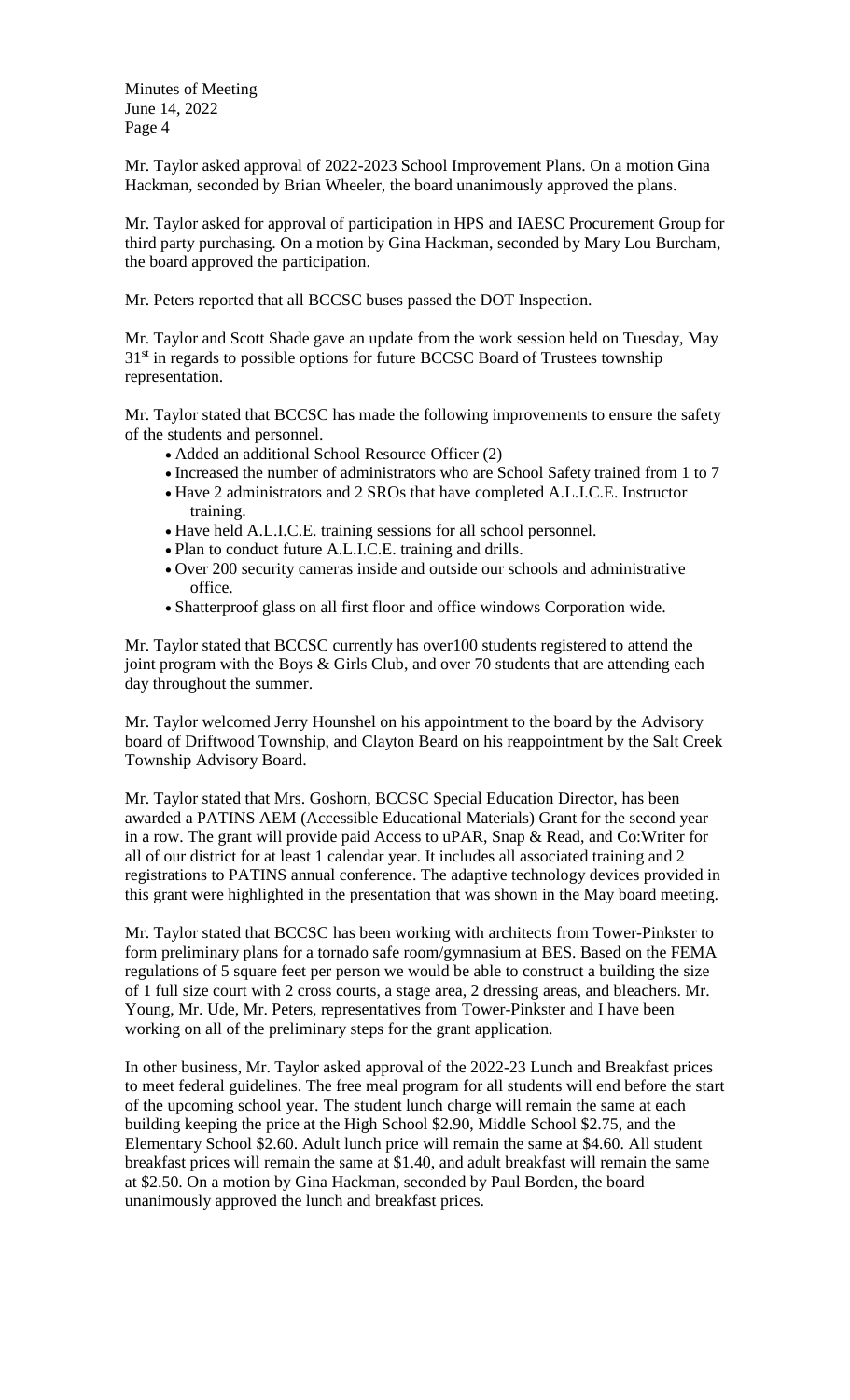Mr. Taylor asked approval of 2022-2023 School Improvement Plans. On a motion Gina Hackman, seconded by Brian Wheeler, the board unanimously approved the plans.

Mr. Taylor asked for approval of participation in HPS and IAESC Procurement Group for third party purchasing. On a motion by Gina Hackman, seconded by Mary Lou Burcham, the board approved the participation.

Mr. Peters reported that all BCCSC buses passed the DOT Inspection.

Mr. Taylor and Scott Shade gave an update from the work session held on Tuesday, May 31st in regards to possible options for future BCCSC Board of Trustees township representation.

Mr. Taylor stated that BCCSC has made the following improvements to ensure the safety of the students and personnel.

- Added an additional School Resource Officer (2)
- Increased the number of administrators who are School Safety trained from 1 to 7
- Have 2 administrators and 2 SROs that have completed A.L.I.C.E. Instructor training.
- Have held A.L.I.C.E. training sessions for all school personnel.
- Plan to conduct future A.L.I.C.E. training and drills.
- Over 200 security cameras inside and outside our schools and administrative office.
- Shatterproof glass on all first floor and office windows Corporation wide.

Mr. Taylor stated that BCCSC currently has over100 students registered to attend the joint program with the Boys & Girls Club, and over 70 students that are attending each day throughout the summer.

Mr. Taylor welcomed Jerry Hounshel on his appointment to the board by the Advisory board of Driftwood Township, and Clayton Beard on his reappointment by the Salt Creek Township Advisory Board.

Mr. Taylor stated that Mrs. Goshorn, BCCSC Special Education Director, has been awarded a PATINS AEM (Accessible Educational Materials) Grant for the second year in a row. The grant will provide paid Access to uPAR, Snap & Read, and Co:Writer for all of our district for at least 1 calendar year. It includes all associated training and 2 registrations to PATINS annual conference. The adaptive technology devices provided in this grant were highlighted in the presentation that was shown in the May board meeting.

Mr. Taylor stated that BCCSC has been working with architects from Tower-Pinkster to form preliminary plans for a tornado safe room/gymnasium at BES. Based on the FEMA regulations of 5 square feet per person we would be able to construct a building the size of 1 full size court with 2 cross courts, a stage area, 2 dressing areas, and bleachers. Mr. Young, Mr. Ude, Mr. Peters, representatives from Tower-Pinkster and I have been working on all of the preliminary steps for the grant application.

In other business, Mr. Taylor asked approval of the 2022-23 Lunch and Breakfast prices to meet federal guidelines. The free meal program for all students will end before the start of the upcoming school year. The student lunch charge will remain the same at each building keeping the price at the High School $2.90, Middle School $2.75, and the Elementary School $2.60. Adult lunch price will remain the same at $4.60. All student breakfast prices will remain the same at $1.40, and adult breakfast will remain the same at $2.50. On a motion by Gina Hackman, seconded by Paul Borden, the board unanimously approved the lunch and breakfast prices.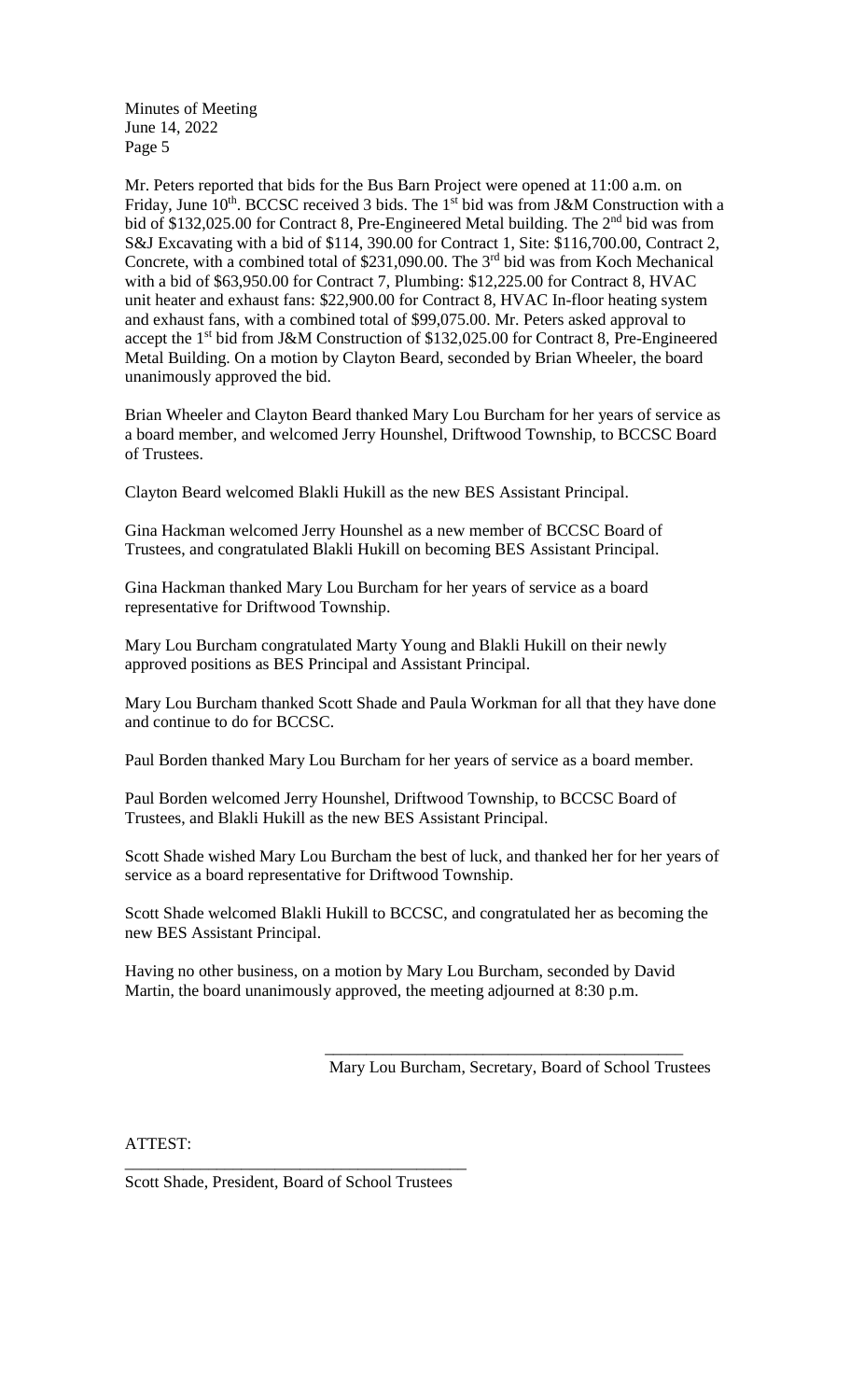Mr. Peters reported that bids for the Bus Barn Project were opened at 11:00 a.m. on Friday, June 10th. BCCSC received 3 bids. The 1st bid was from J&M Construction with a bid of $132,025.00 for Contract 8, Pre-Engineered Metal building. The 2nd bid was from S&J Excavating with a bid of $114, 390.00 for Contract 1, Site: $116,700.00, Contract 2, Concrete, with a combined total of $231,090.00. The 3rd bid was from Koch Mechanical with a bid of $63,950.00 for Contract 7, Plumbing: $12,225.00 for Contract 8, HVAC unit heater and exhaust fans: $22,900.00 for Contract 8, HVAC In-floor heating system and exhaust fans, with a combined total of $99,075.00. Mr. Peters asked approval to accept the 1st bid from J&M Construction of $132,025.00 for Contract 8, Pre-Engineered Metal Building. On a motion by Clayton Beard, seconded by Brian Wheeler, the board unanimously approved the bid.

Brian Wheeler and Clayton Beard thanked Mary Lou Burcham for her years of service as a board member, and welcomed Jerry Hounshel, Driftwood Township, to BCCSC Board of Trustees.

Clayton Beard welcomed Blakli Hukill as the new BES Assistant Principal.

Gina Hackman welcomed Jerry Hounshel as a new member of BCCSC Board of Trustees, and congratulated Blakli Hukill on becoming BES Assistant Principal.

Gina Hackman thanked Mary Lou Burcham for her years of service as a board representative for Driftwood Township.

Mary Lou Burcham congratulated Marty Young and Blakli Hukill on their newly approved positions as BES Principal and Assistant Principal.

Mary Lou Burcham thanked Scott Shade and Paula Workman for all that they have done and continue to do for BCCSC.

Paul Borden thanked Mary Lou Burcham for her years of service as a board member.

Paul Borden welcomed Jerry Hounshel, Driftwood Township, to BCCSC Board of Trustees, and Blakli Hukill as the new BES Assistant Principal.

Scott Shade wished Mary Lou Burcham the best of luck, and thanked her for her years of service as a board representative for Driftwood Township.

Scott Shade welcomed Blakli Hukill to BCCSC, and congratulated her as becoming the new BES Assistant Principal.

Having no other business, on a motion by Mary Lou Burcham, seconded by David Martin, the board unanimously approved, the meeting adjourned at 8:30 p.m.

\_\_\_\_\_\_\_\_\_\_\_\_\_\_\_\_\_\_\_\_\_\_\_\_\_\_\_\_\_\_\_\_\_\_\_\_\_\_\_\_\_\_\_\_

Mary Lou Burcham, Secretary, Board of School Trustees

ATTEST:

\_\_\_\_\_\_\_\_\_\_\_\_\_\_\_\_\_\_\_\_\_\_\_\_\_\_\_\_\_\_\_\_\_\_\_\_\_\_\_\_\_\_\_\_

Scott Shade, President, Board of School Trustees